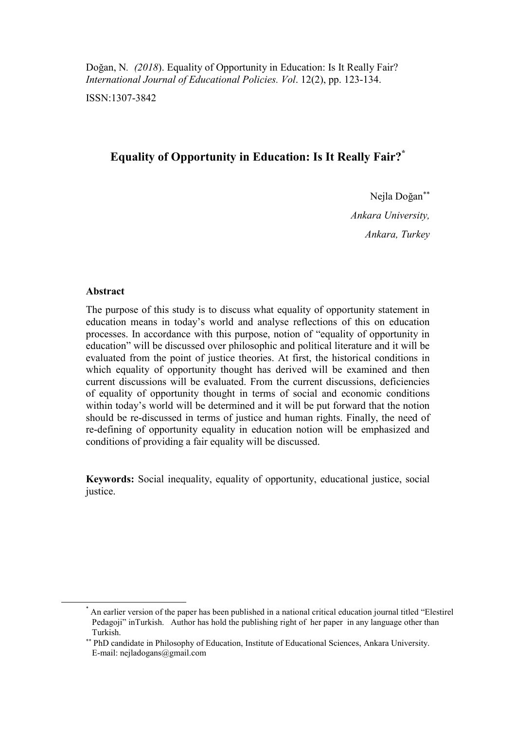Doğan, N. *(2018*). Equality of Opportunity in Education: Is It Really Fair? *International Journal of Educational Policies. Vol*. 12(2), pp. 123-134.

ISSN:1307-3842

# Equality of Opportunity in Education: Is It Really Fair?[*]

Nejla Doğan[**]

*Ankara University,*

*Ankara, Turkey*

### Abstract

The purpose of this study is to discuss what equality of opportunity statement in education means in today's world and analyse reflections of this on education processes. In accordance with this purpose, notion of "equality of opportunity in education" will be discussed over philosophic and political literature and it will be evaluated from the point of justice theories. At first, the historical conditions in which equality of opportunity thought has derived will be examined and then current discussions will be evaluated. From the current discussions, deficiencies of equality of opportunity thought in terms of social and economic conditions within today's world will be determined and it will be put forward that the notion should be re-discussed in terms of justice and human rights. Finally, the need of re-defining of opportunity equality in education notion will be emphasized and conditions of providing a fair equality will be discussed.

**Keywords:** Social inequality, equality of opportunity, educational justice, social justice.

---

[*] An earlier version of the paper has been published in a national critical education journal titled "Elestirel Pedagoji" inTurkish. Author has hold the publishing right of her paper in any language other than Turkish.

[**] PhD candidate in Philosophy of Education, Institute of Educational Sciences, Ankara University. E-mail: nejladogans@gmail.com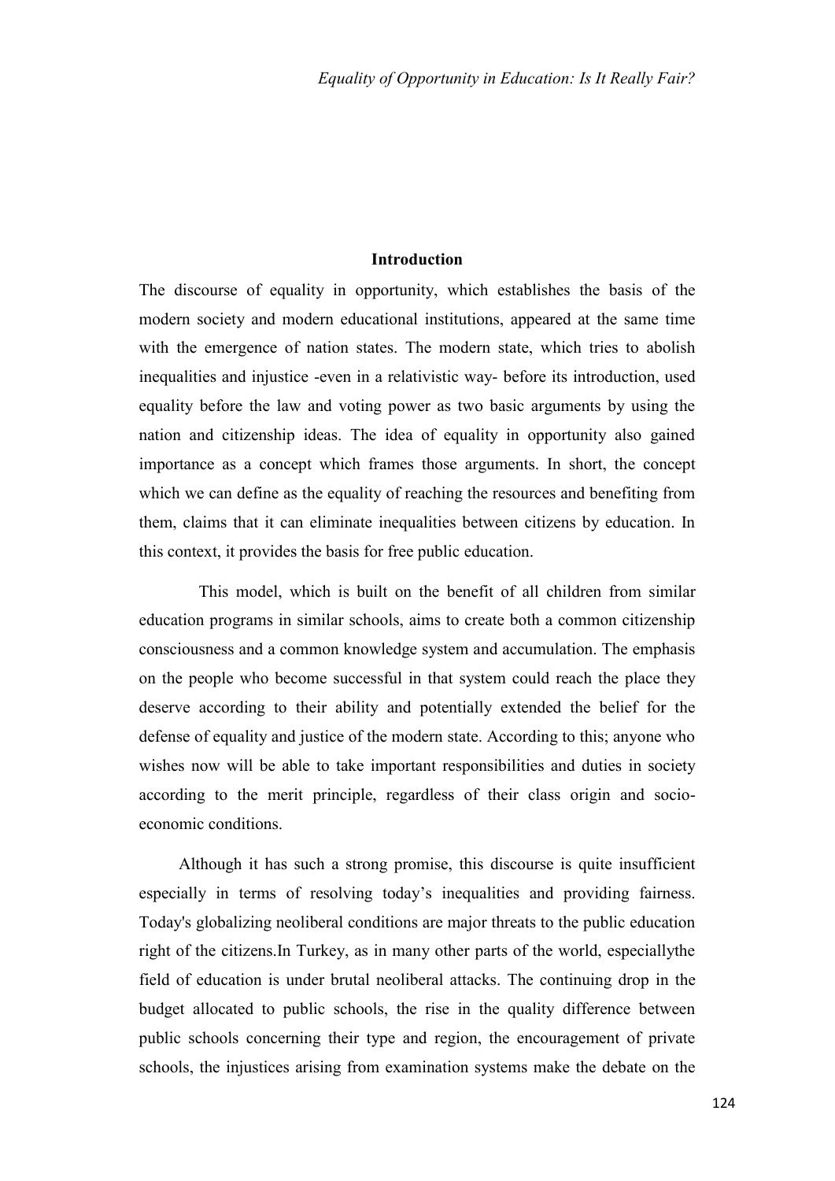## Introduction

The discourse of equality in opportunity, which establishes the basis of the modern society and modern educational institutions, appeared at the same time with the emergence of nation states. The modern state, which tries to abolish inequalities and injustice -even in a relativistic way- before its introduction, used equality before the law and voting power as two basic arguments by using the nation and citizenship ideas. The idea of equality in opportunity also gained importance as a concept which frames those arguments. In short, the concept which we can define as the equality of reaching the resources and benefiting from them, claims that it can eliminate inequalities between citizens by education. In this context, it provides the basis for free public education.

This model, which is built on the benefit of all children from similar education programs in similar schools, aims to create both a common citizenship consciousness and a common knowledge system and accumulation. The emphasis on the people who become successful in that system could reach the place they deserve according to their ability and potentially extended the belief for the defense of equality and justice of the modern state. According to this; anyone who wishes now will be able to take important responsibilities and duties in society according to the merit principle, regardless of their class origin and socio-economic conditions.

Although it has such a strong promise, this discourse is quite insufficient especially in terms of resolving today's inequalities and providing fairness. Today's globalizing neoliberal conditions are major threats to the public education right of the citizens.In Turkey, as in many other parts of the world, especiallythe field of education is under brutal neoliberal attacks. The continuing drop in the budget allocated to public schools, the rise in the quality difference between public schools concerning their type and region, the encouragement of private schools, the injustices arising from examination systems make the debate on the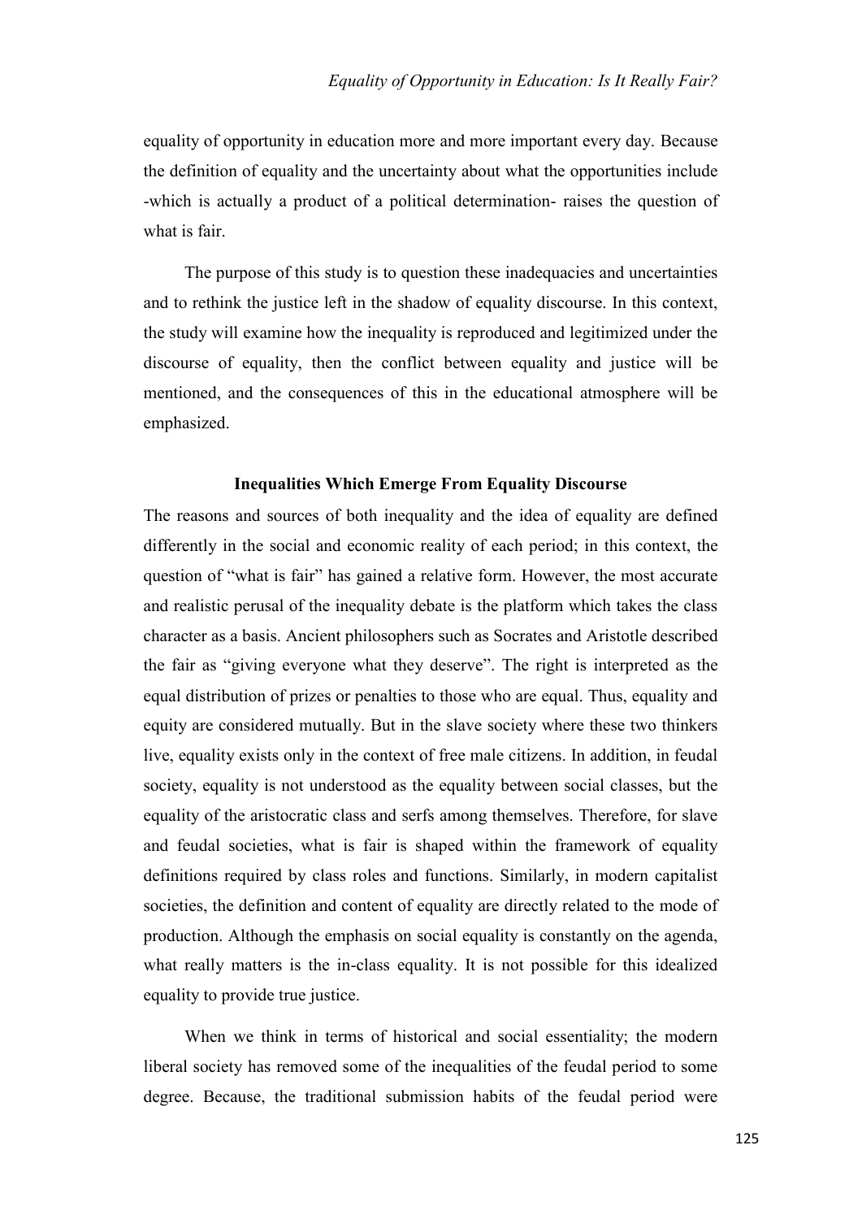equality of opportunity in education more and more important every day. Because the definition of equality and the uncertainty about what the opportunities include -which is actually a product of a political determination- raises the question of what is fair.

The purpose of this study is to question these inadequacies and uncertainties and to rethink the justice left in the shadow of equality discourse. In this context, the study will examine how the inequality is reproduced and legitimized under the discourse of equality, then the conflict between equality and justice will be mentioned, and the consequences of this in the educational atmosphere will be emphasized.

## Inequalities Which Emerge From Equality Discourse

The reasons and sources of both inequality and the idea of equality are defined differently in the social and economic reality of each period; in this context, the question of "what is fair" has gained a relative form. However, the most accurate and realistic perusal of the inequality debate is the platform which takes the class character as a basis. Ancient philosophers such as Socrates and Aristotle described the fair as "giving everyone what they deserve". The right is interpreted as the equal distribution of prizes or penalties to those who are equal. Thus, equality and equity are considered mutually. But in the slave society where these two thinkers live, equality exists only in the context of free male citizens. In addition, in feudal society, equality is not understood as the equality between social classes, but the equality of the aristocratic class and serfs among themselves. Therefore, for slave and feudal societies, what is fair is shaped within the framework of equality definitions required by class roles and functions. Similarly, in modern capitalist societies, the definition and content of equality are directly related to the mode of production. Although the emphasis on social equality is constantly on the agenda, what really matters is the in-class equality. It is not possible for this idealized equality to provide true justice.

When we think in terms of historical and social essentiality; the modern liberal society has removed some of the inequalities of the feudal period to some degree. Because, the traditional submission habits of the feudal period were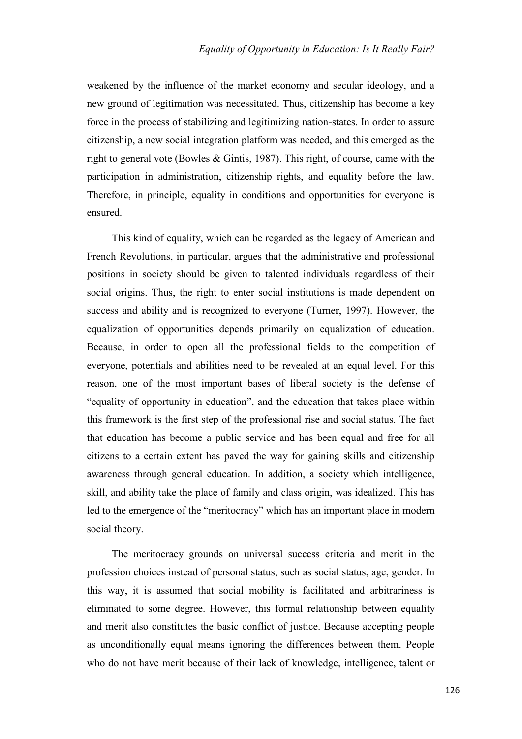weakened by the influence of the market economy and secular ideology, and a new ground of legitimation was necessitated. Thus, citizenship has become a key force in the process of stabilizing and legitimizing nation-states. In order to assure citizenship, a new social integration platform was needed, and this emerged as the right to general vote (Bowles & Gintis, 1987). This right, of course, came with the participation in administration, citizenship rights, and equality before the law. Therefore, in principle, equality in conditions and opportunities for everyone is ensured.

This kind of equality, which can be regarded as the legacy of American and French Revolutions, in particular, argues that the administrative and professional positions in society should be given to talented individuals regardless of their social origins. Thus, the right to enter social institutions is made dependent on success and ability and is recognized to everyone (Turner, 1997). However, the equalization of opportunities depends primarily on equalization of education. Because, in order to open all the professional fields to the competition of everyone, potentials and abilities need to be revealed at an equal level. For this reason, one of the most important bases of liberal society is the defense of "equality of opportunity in education", and the education that takes place within this framework is the first step of the professional rise and social status. The fact that education has become a public service and has been equal and free for all citizens to a certain extent has paved the way for gaining skills and citizenship awareness through general education. In addition, a society which intelligence, skill, and ability take the place of family and class origin, was idealized. This has led to the emergence of the "meritocracy" which has an important place in modern social theory.

The meritocracy grounds on universal success criteria and merit in the profession choices instead of personal status, such as social status, age, gender. In this way, it is assumed that social mobility is facilitated and arbitrariness is eliminated to some degree. However, this formal relationship between equality and merit also constitutes the basic conflict of justice. Because accepting people as unconditionally equal means ignoring the differences between them. People who do not have merit because of their lack of knowledge, intelligence, talent or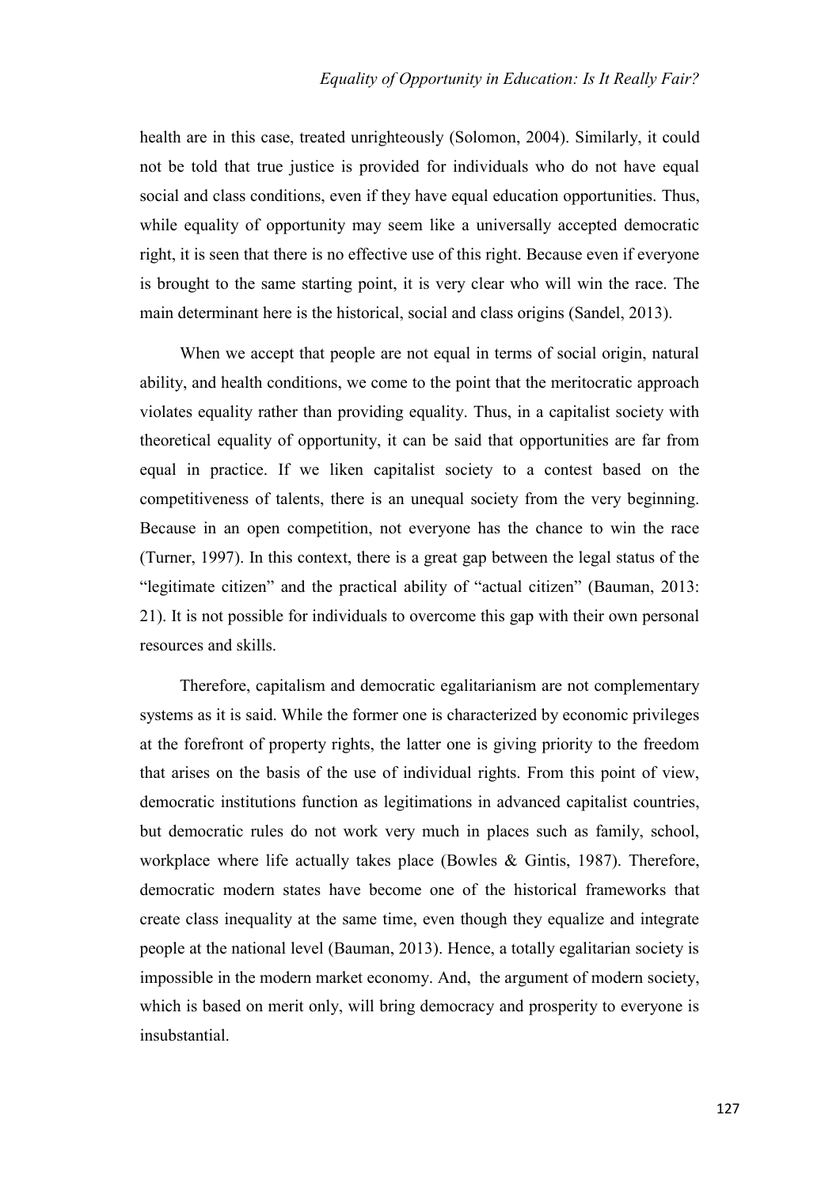health are in this case, treated unrighteously (Solomon, 2004). Similarly, it could not be told that true justice is provided for individuals who do not have equal social and class conditions, even if they have equal education opportunities. Thus, while equality of opportunity may seem like a universally accepted democratic right, it is seen that there is no effective use of this right. Because even if everyone is brought to the same starting point, it is very clear who will win the race. The main determinant here is the historical, social and class origins (Sandel, 2013).

When we accept that people are not equal in terms of social origin, natural ability, and health conditions, we come to the point that the meritocratic approach violates equality rather than providing equality. Thus, in a capitalist society with theoretical equality of opportunity, it can be said that opportunities are far from equal in practice. If we liken capitalist society to a contest based on the competitiveness of talents, there is an unequal society from the very beginning. Because in an open competition, not everyone has the chance to win the race (Turner, 1997). In this context, there is a great gap between the legal status of the "legitimate citizen" and the practical ability of "actual citizen" (Bauman, 2013: 21). It is not possible for individuals to overcome this gap with their own personal resources and skills.

Therefore, capitalism and democratic egalitarianism are not complementary systems as it is said. While the former one is characterized by economic privileges at the forefront of property rights, the latter one is giving priority to the freedom that arises on the basis of the use of individual rights. From this point of view, democratic institutions function as legitimations in advanced capitalist countries, but democratic rules do not work very much in places such as family, school, workplace where life actually takes place (Bowles & Gintis, 1987). Therefore, democratic modern states have become one of the historical frameworks that create class inequality at the same time, even though they equalize and integrate people at the national level (Bauman, 2013). Hence, a totally egalitarian society is impossible in the modern market economy. And, the argument of modern society, which is based on merit only, will bring democracy and prosperity to everyone is insubstantial.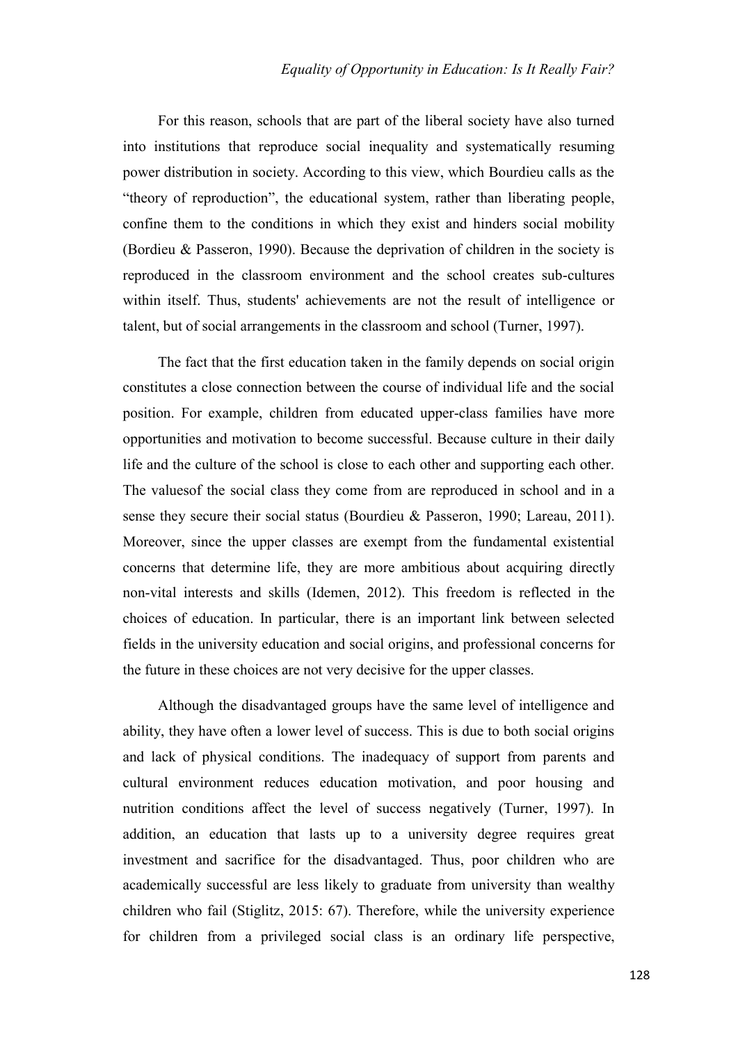For this reason, schools that are part of the liberal society have also turned into institutions that reproduce social inequality and systematically resuming power distribution in society. According to this view, which Bourdieu calls as the “theory of reproduction”, the educational system, rather than liberating people, confine them to the conditions in which they exist and hinders social mobility (Bordieu & Passeron, 1990). Because the deprivation of children in the society is reproduced in the classroom environment and the school creates sub-cultures within itself. Thus, students' achievements are not the result of intelligence or talent, but of social arrangements in the classroom and school (Turner, 1997).

The fact that the first education taken in the family depends on social origin constitutes a close connection between the course of individual life and the social position. For example, children from educated upper-class families have more opportunities and motivation to become successful. Because culture in their daily life and the culture of the school is close to each other and supporting each other. The valuesof the social class they come from are reproduced in school and in a sense they secure their social status (Bourdieu & Passeron, 1990; Lareau, 2011). Moreover, since the upper classes are exempt from the fundamental existential concerns that determine life, they are more ambitious about acquiring directly non-vital interests and skills (Idemen, 2012). This freedom is reflected in the choices of education. In particular, there is an important link between selected fields in the university education and social origins, and professional concerns for the future in these choices are not very decisive for the upper classes.

Although the disadvantaged groups have the same level of intelligence and ability, they have often a lower level of success. This is due to both social origins and lack of physical conditions. The inadequacy of support from parents and cultural environment reduces education motivation, and poor housing and nutrition conditions affect the level of success negatively (Turner, 1997). In addition, an education that lasts up to a university degree requires great investment and sacrifice for the disadvantaged. Thus, poor children who are academically successful are less likely to graduate from university than wealthy children who fail (Stiglitz, 2015: 67). Therefore, while the university experience for children from a privileged social class is an ordinary life perspective,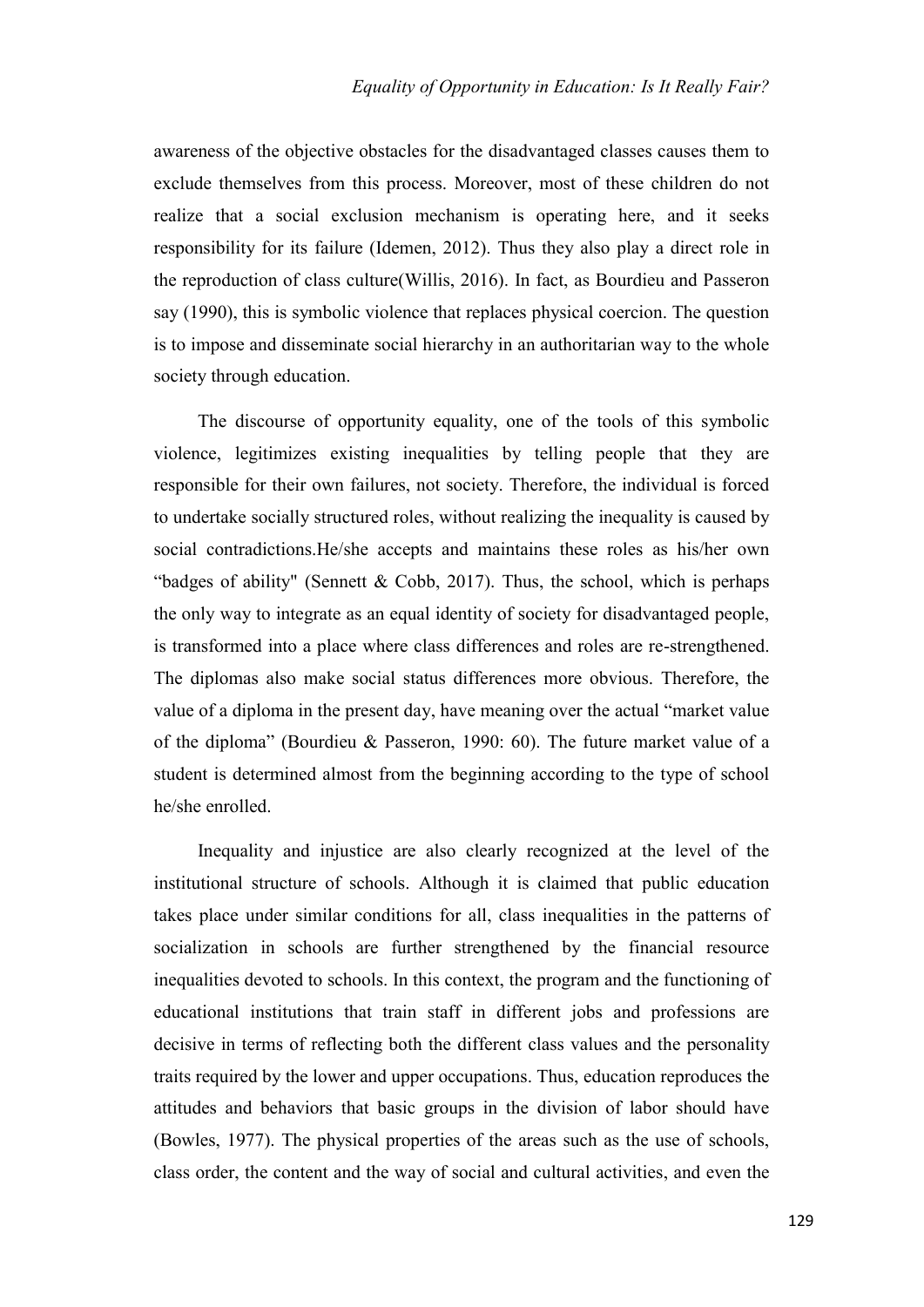awareness of the objective obstacles for the disadvantaged classes causes them to exclude themselves from this process. Moreover, most of these children do not realize that a social exclusion mechanism is operating here, and it seeks responsibility for its failure (Idemen, 2012). Thus they also play a direct role in the reproduction of class culture(Willis, 2016). In fact, as Bourdieu and Passeron say (1990), this is symbolic violence that replaces physical coercion. The question is to impose and disseminate social hierarchy in an authoritarian way to the whole society through education.

The discourse of opportunity equality, one of the tools of this symbolic violence, legitimizes existing inequalities by telling people that they are responsible for their own failures, not society. Therefore, the individual is forced to undertake socially structured roles, without realizing the inequality is caused by social contradictions.He/she accepts and maintains these roles as his/her own "badges of ability" (Sennett & Cobb, 2017). Thus, the school, which is perhaps the only way to integrate as an equal identity of society for disadvantaged people, is transformed into a place where class differences and roles are re-strengthened. The diplomas also make social status differences more obvious. Therefore, the value of a diploma in the present day, have meaning over the actual "market value of the diploma" (Bourdieu & Passeron, 1990: 60). The future market value of a student is determined almost from the beginning according to the type of school he/she enrolled.

Inequality and injustice are also clearly recognized at the level of the institutional structure of schools. Although it is claimed that public education takes place under similar conditions for all, class inequalities in the patterns of socialization in schools are further strengthened by the financial resource inequalities devoted to schools. In this context, the program and the functioning of educational institutions that train staff in different jobs and professions are decisive in terms of reflecting both the different class values and the personality traits required by the lower and upper occupations. Thus, education reproduces the attitudes and behaviors that basic groups in the division of labor should have (Bowles, 1977). The physical properties of the areas such as the use of schools, class order, the content and the way of social and cultural activities, and even the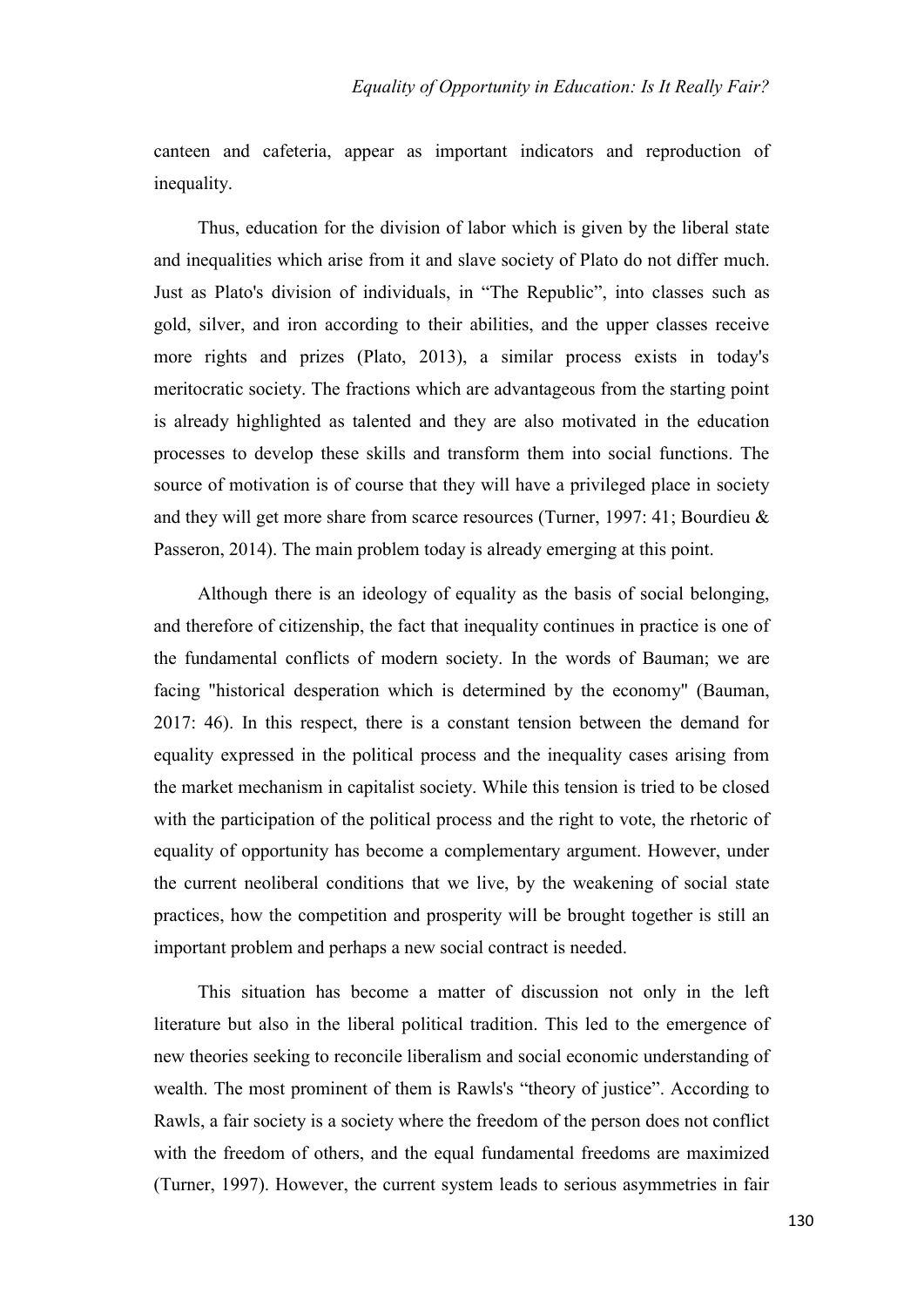canteen and cafeteria, appear as important indicators and reproduction of inequality.

Thus, education for the division of labor which is given by the liberal state and inequalities which arise from it and slave society of Plato do not differ much. Just as Plato's division of individuals, in "The Republic", into classes such as gold, silver, and iron according to their abilities, and the upper classes receive more rights and prizes (Plato, 2013), a similar process exists in today's meritocratic society. The fractions which are advantageous from the starting point is already highlighted as talented and they are also motivated in the education processes to develop these skills and transform them into social functions. The source of motivation is of course that they will have a privileged place in society and they will get more share from scarce resources (Turner, 1997: 41; Bourdieu & Passeron, 2014). The main problem today is already emerging at this point.

Although there is an ideology of equality as the basis of social belonging, and therefore of citizenship, the fact that inequality continues in practice is one of the fundamental conflicts of modern society. In the words of Bauman; we are facing "historical desperation which is determined by the economy" (Bauman, 2017: 46). In this respect, there is a constant tension between the demand for equality expressed in the political process and the inequality cases arising from the market mechanism in capitalist society. While this tension is tried to be closed with the participation of the political process and the right to vote, the rhetoric of equality of opportunity has become a complementary argument. However, under the current neoliberal conditions that we live, by the weakening of social state practices, how the competition and prosperity will be brought together is still an important problem and perhaps a new social contract is needed.

This situation has become a matter of discussion not only in the left literature but also in the liberal political tradition. This led to the emergence of new theories seeking to reconcile liberalism and social economic understanding of wealth. The most prominent of them is Rawls's "theory of justice". According to Rawls, a fair society is a society where the freedom of the person does not conflict with the freedom of others, and the equal fundamental freedoms are maximized (Turner, 1997). However, the current system leads to serious asymmetries in fair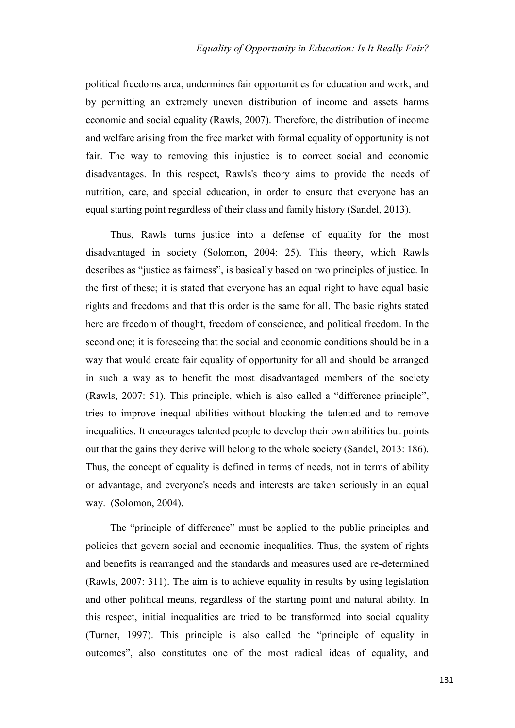political freedoms area, undermines fair opportunities for education and work, and by permitting an extremely uneven distribution of income and assets harms economic and social equality (Rawls, 2007). Therefore, the distribution of income and welfare arising from the free market with formal equality of opportunity is not fair. The way to removing this injustice is to correct social and economic disadvantages. In this respect, Rawls's theory aims to provide the needs of nutrition, care, and special education, in order to ensure that everyone has an equal starting point regardless of their class and family history (Sandel, 2013).

Thus, Rawls turns justice into a defense of equality for the most disadvantaged in society (Solomon, 2004: 25). This theory, which Rawls describes as "justice as fairness", is basically based on two principles of justice. In the first of these; it is stated that everyone has an equal right to have equal basic rights and freedoms and that this order is the same for all. The basic rights stated here are freedom of thought, freedom of conscience, and political freedom. In the second one; it is foreseeing that the social and economic conditions should be in a way that would create fair equality of opportunity for all and should be arranged in such a way as to benefit the most disadvantaged members of the society (Rawls, 2007: 51). This principle, which is also called a "difference principle", tries to improve inequal abilities without blocking the talented and to remove inequalities. It encourages talented people to develop their own abilities but points out that the gains they derive will belong to the whole society (Sandel, 2013: 186). Thus, the concept of equality is defined in terms of needs, not in terms of ability or advantage, and everyone's needs and interests are taken seriously in an equal way. (Solomon, 2004).

The "principle of difference" must be applied to the public principles and policies that govern social and economic inequalities. Thus, the system of rights and benefits is rearranged and the standards and measures used are re-determined (Rawls, 2007: 311). The aim is to achieve equality in results by using legislation and other political means, regardless of the starting point and natural ability. In this respect, initial inequalities are tried to be transformed into social equality (Turner, 1997). This principle is also called the "principle of equality in outcomes", also constitutes one of the most radical ideas of equality, and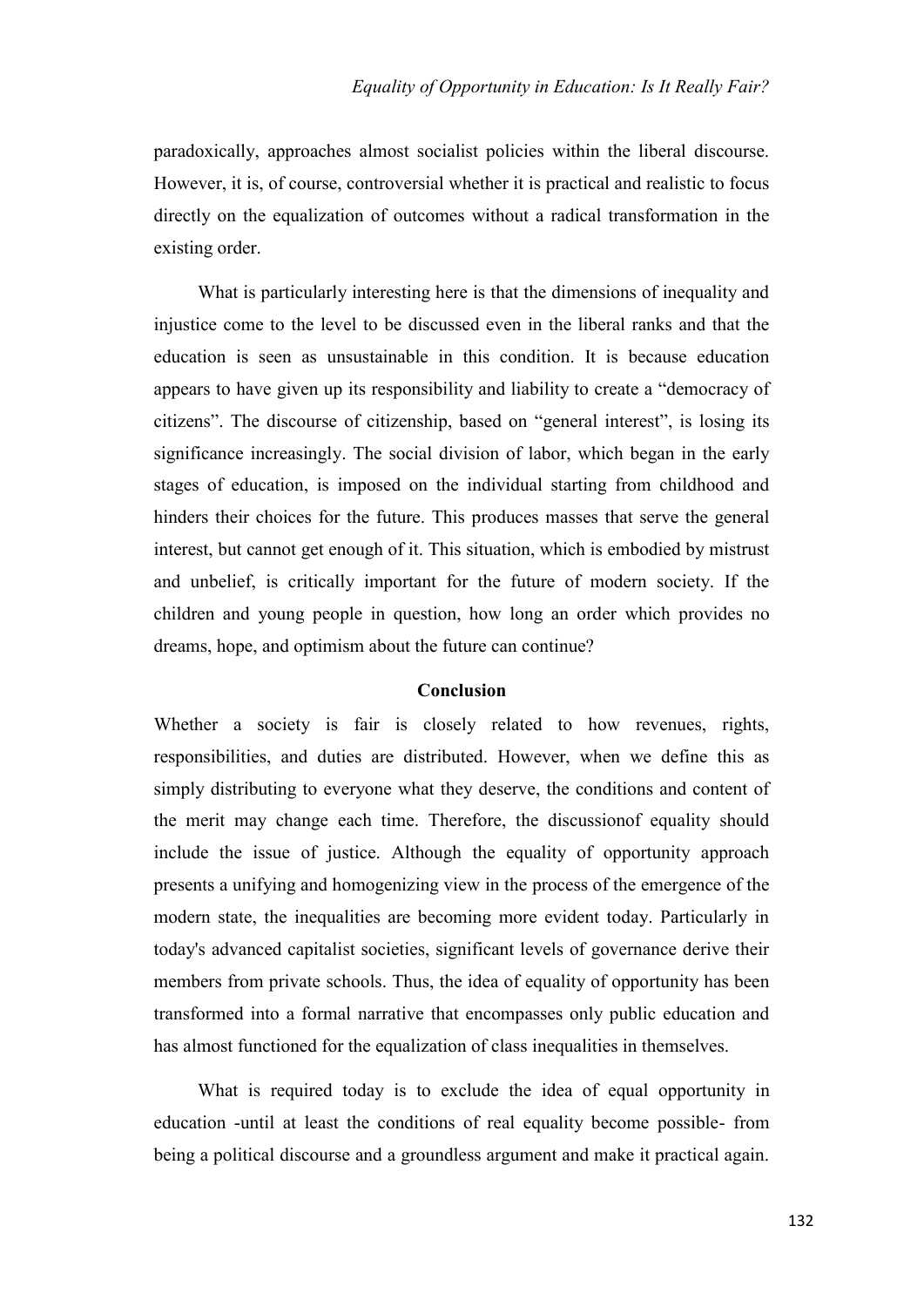paradoxically, approaches almost socialist policies within the liberal discourse. However, it is, of course, controversial whether it is practical and realistic to focus directly on the equalization of outcomes without a radical transformation in the existing order.

What is particularly interesting here is that the dimensions of inequality and injustice come to the level to be discussed even in the liberal ranks and that the education is seen as unsustainable in this condition. It is because education appears to have given up its responsibility and liability to create a "democracy of citizens". The discourse of citizenship, based on "general interest", is losing its significance increasingly. The social division of labor, which began in the early stages of education, is imposed on the individual starting from childhood and hinders their choices for the future. This produces masses that serve the general interest, but cannot get enough of it. This situation, which is embodied by mistrust and unbelief, is critically important for the future of modern society. If the children and young people in question, how long an order which provides no dreams, hope, and optimism about the future can continue?

## Conclusion

Whether a society is fair is closely related to how revenues, rights, responsibilities, and duties are distributed. However, when we define this as simply distributing to everyone what they deserve, the conditions and content of the merit may change each time. Therefore, the discussionof equality should include the issue of justice. Although the equality of opportunity approach presents a unifying and homogenizing view in the process of the emergence of the modern state, the inequalities are becoming more evident today. Particularly in today's advanced capitalist societies, significant levels of governance derive their members from private schools. Thus, the idea of equality of opportunity has been transformed into a formal narrative that encompasses only public education and has almost functioned for the equalization of class inequalities in themselves.

What is required today is to exclude the idea of equal opportunity in education -until at least the conditions of real equality become possible- from being a political discourse and a groundless argument and make it practical again.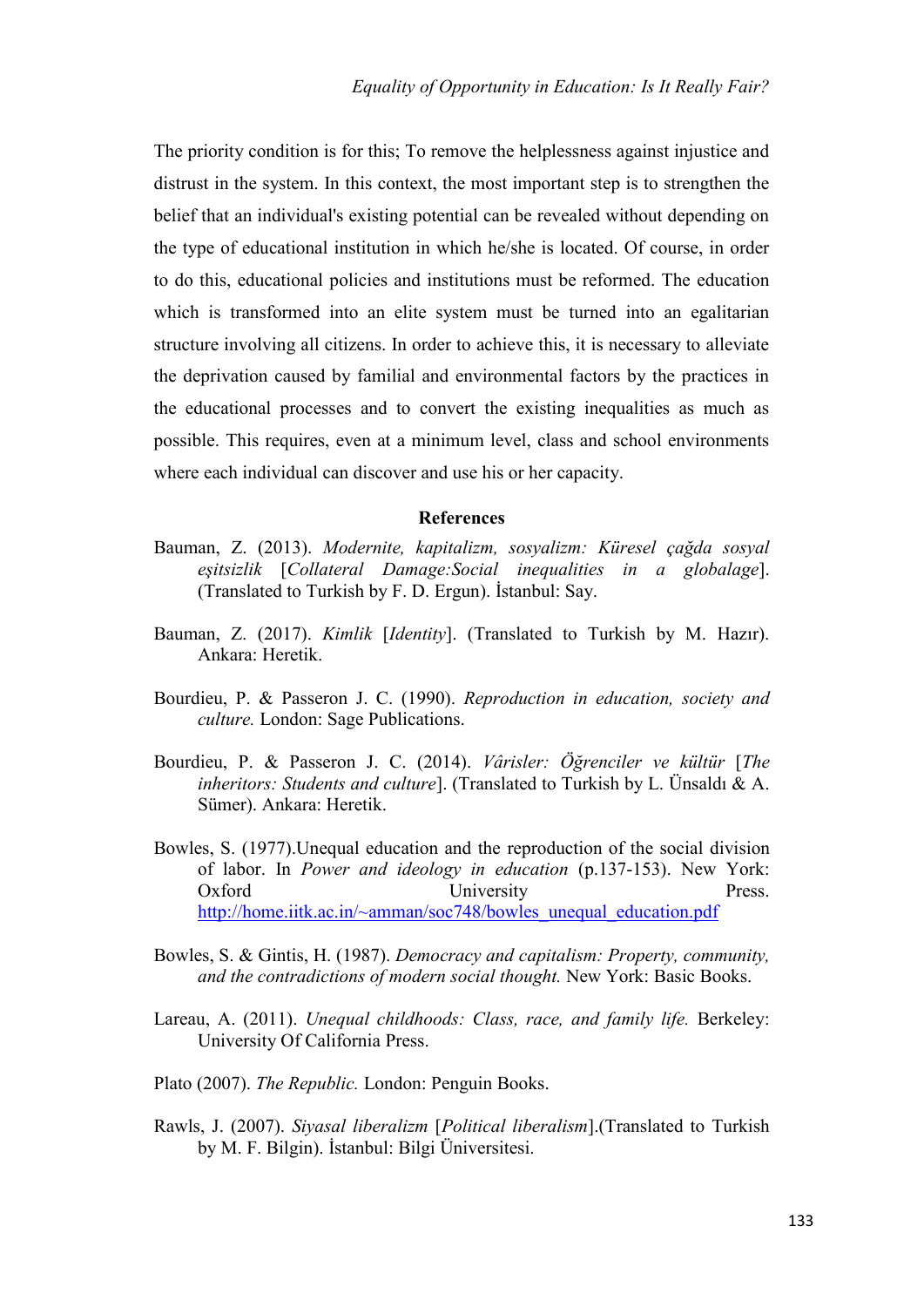The priority condition is for this; To remove the helplessness against injustice and distrust in the system. In this context, the most important step is to strengthen the belief that an individual's existing potential can be revealed without depending on the type of educational institution in which he/she is located. Of course, in order to do this, educational policies and institutions must be reformed. The education which is transformed into an elite system must be turned into an egalitarian structure involving all citizens. In order to achieve this, it is necessary to alleviate the deprivation caused by familial and environmental factors by the practices in the educational processes and to convert the existing inequalities as much as possible. This requires, even at a minimum level, class and school environments where each individual can discover and use his or her capacity.

## References

Bauman, Z. (2013). *Modernite, kapitalizm, sosyalizm: Küresel çağda sosyal eşitsizlik* [*Collateral Damage:Social inequalities in a globalage*]. (Translated to Turkish by F. D. Ergun). İstanbul: Say.

Bauman, Z. (2017). *Kimlik* [*Identity*]. (Translated to Turkish by M. Hazır). Ankara: Heretik.

Bourdieu, P. & Passeron J. C. (1990). *Reproduction in education, society and culture.* London: Sage Publications.

Bourdieu, P. & Passeron J. C. (2014). *Vârisler: Öğrenciler ve kültür* [*The inheritors: Students and culture*]. (Translated to Turkish by L. Ünsaldı & A. Sümer). Ankara: Heretik.

Bowles, S. (1977).Unequal education and the reproduction of the social division of labor. In *Power and ideology in education* (p.137-153). New York: Oxford University Press. http://home.iitk.ac.in/~amman/soc748/bowles_unequal_education.pdf

Bowles, S. & Gintis, H. (1987). *Democracy and capitalism: Property, community, and the contradictions of modern social thought.* New York: Basic Books.

Lareau, A. (2011). *Unequal childhoods: Class, race, and family life.* Berkeley: University Of California Press.

Plato (2007). *The Republic.* London: Penguin Books.

Rawls, J. (2007). *Siyasal liberalizm* [*Political liberalism*].(Translated to Turkish by M. F. Bilgin). İstanbul: Bilgi Üniversitesi.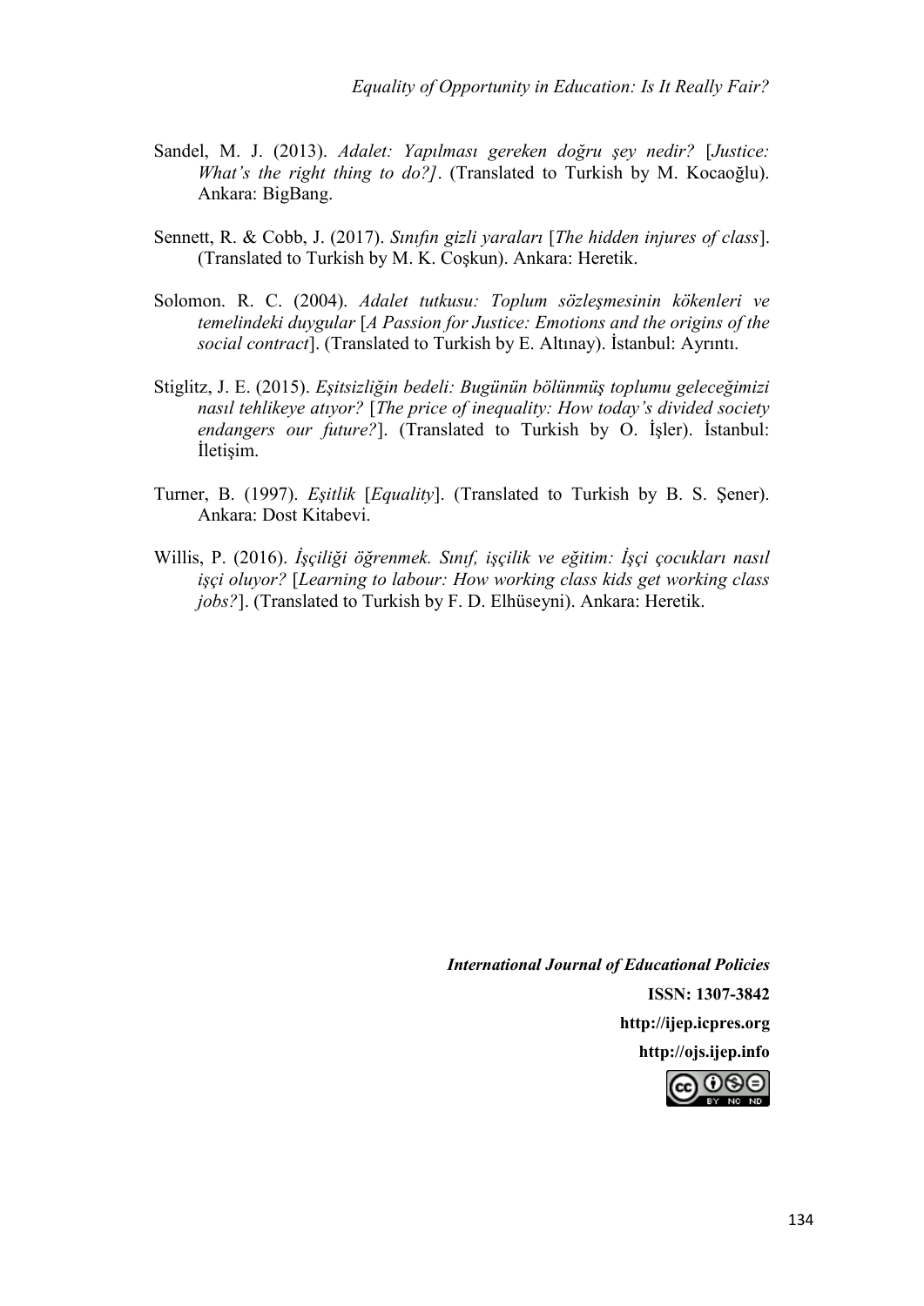Sandel, M. J. (2013). *Adalet: Yapılması gereken doğru şey nedir?* [*Justice: What's the right thing to do?]*. (Translated to Turkish by M. Kocaoğlu). Ankara: BigBang.

Sennett, R. & Cobb, J. (2017). *Sınıfın gizli yaraları* [*The hidden injures of class*]. (Translated to Turkish by M. K. Coşkun). Ankara: Heretik.

Solomon. R. C. (2004). *Adalet tutkusu: Toplum sözleşmesinin kökenleri ve temelindeki duygular* [*A Passion for Justice: Emotions and the origins of the social contract*]. (Translated to Turkish by E. Altınay). İstanbul: Ayrıntı.

Stiglitz, J. E. (2015). *Eşitsizliğin bedeli: Bugünün bölünmüş toplumu geleceğimizi nasıl tehlikeye atıyor?* [*The price of inequality: How today's divided society endangers our future?*]. (Translated to Turkish by O. İşler). İstanbul: İletişim.

Turner, B. (1997). *Eşitlik* [*Equality*]. (Translated to Turkish by B. S. Şener). Ankara: Dost Kitabevi.

Willis, P. (2016). *İşçiliği öğrenmek. Sınıf, işçilik ve eğitim: İşçi çocukları nasıl işçi oluyor?* [*Learning to labour: How working class kids get working class jobs?*]. (Translated to Turkish by F. D. Elhüseyni). Ankara: Heretik.